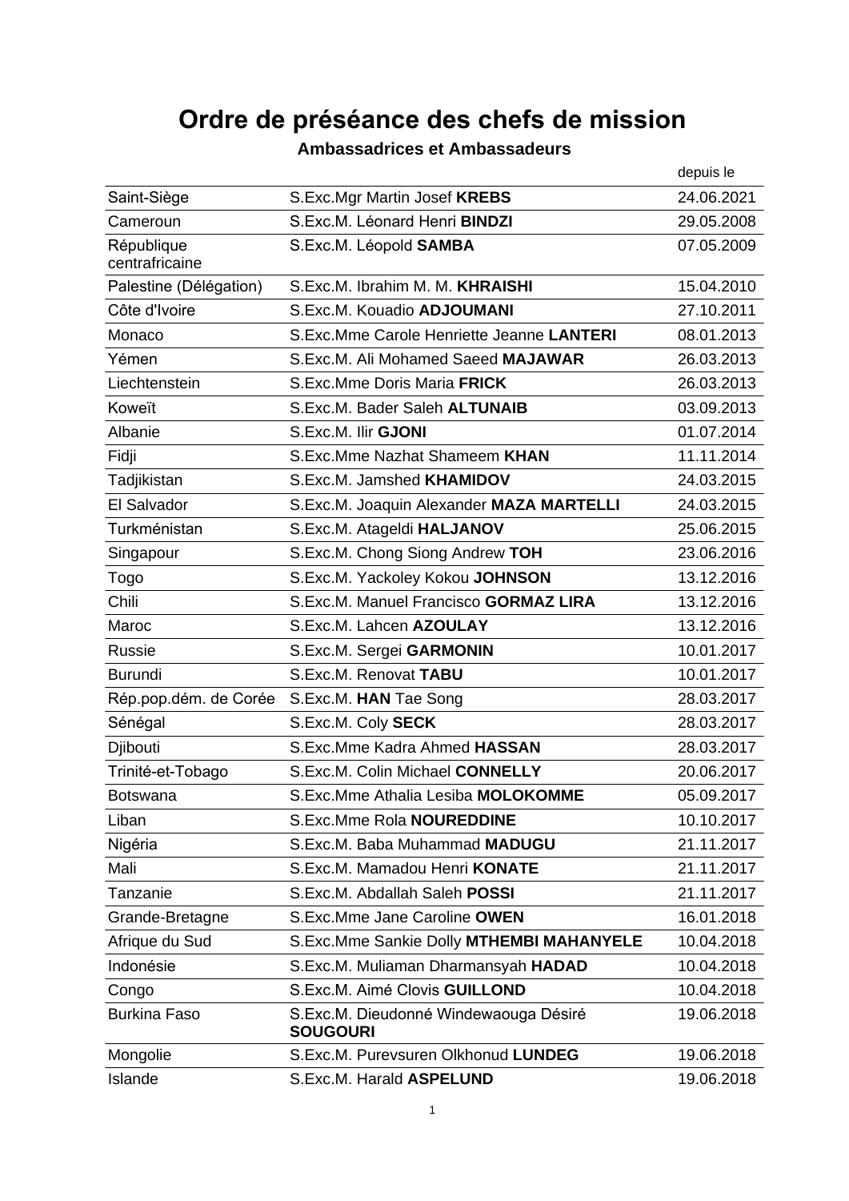# Ordre de préséance des chefs de mission

### Ambassadrices et Ambassadeurs

| | | depuis le |
|---|---|---|
| Saint-Siège | S.Exc.Mgr Martin Josef **KREBS** | 24.06.2021 |
| Cameroun | S.Exc.M. Léonard Henri **BINDZI** | 29.05.2008 |
| République centrafricaine | S.Exc.M. Léopold **SAMBA** | 07.05.2009 |
| Palestine (Délégation) | S.Exc.M. Ibrahim M. M. **KHRAISHI** | 15.04.2010 |
| Côte d'Ivoire | S.Exc.M. Kouadio **ADJOUMANI** | 27.10.2011 |
| Monaco | S.Exc.Mme Carole Henriette Jeanne **LANTERI** | 08.01.2013 |
| Yémen | S.Exc.M. Ali Mohamed Saeed **MAJAWAR** | 26.03.2013 |
| Liechtenstein | S.Exc.Mme Doris Maria **FRICK** | 26.03.2013 |
| Koweït | S.Exc.M. Bader Saleh **ALTUNAIB** | 03.09.2013 |
| Albanie | S.Exc.M. Ilir **GJONI** | 01.07.2014 |
| Fidji | S.Exc.Mme Nazhat Shameem **KHAN** | 11.11.2014 |
| Tadjikistan | S.Exc.M. Jamshed **KHAMIDOV** | 24.03.2015 |
| El Salvador | S.Exc.M. Joaquin Alexander **MAZA MARTELLI** | 24.03.2015 |
| Turkménistan | S.Exc.M. Atageldi **HALJANOV** | 25.06.2015 |
| Singapour | S.Exc.M. Chong Siong Andrew **TOH** | 23.06.2016 |
| Togo | S.Exc.M. Yackoley Kokou **JOHNSON** | 13.12.2016 |
| Chili | S.Exc.M. Manuel Francisco **GORMAZ LIRA** | 13.12.2016 |
| Maroc | S.Exc.M. Lahcen **AZOULAY** | 13.12.2016 |
| Russie | S.Exc.M. Sergei **GARMONIN** | 10.01.2017 |
| Burundi | S.Exc.M. Renovat **TABU** | 10.01.2017 |
| Rép.pop.dém. de Corée | S.Exc.M. **HAN** Tae Song | 28.03.2017 |
| Sénégal | S.Exc.M. Coly **SECK** | 28.03.2017 |
| Djibouti | S.Exc.Mme Kadra Ahmed **HASSAN** | 28.03.2017 |
| Trinité-et-Tobago | S.Exc.M. Colin Michael **CONNELLY** | 20.06.2017 |
| Botswana | S.Exc.Mme Athalia Lesiba **MOLOKOMME** | 05.09.2017 |
| Liban | S.Exc.Mme Rola **NOUREDDINE** | 10.10.2017 |
| Nigéria | S.Exc.M. Baba Muhammad **MADUGU** | 21.11.2017 |
| Mali | S.Exc.M. Mamadou Henri **KONATE** | 21.11.2017 |
| Tanzanie | S.Exc.M. Abdallah Saleh **POSSI** | 21.11.2017 |
| Grande-Bretagne | S.Exc.Mme Jane Caroline **OWEN** | 16.01.2018 |
| Afrique du Sud | S.Exc.Mme Sankie Dolly **MTHEMBI MAHANYELE** | 10.04.2018 |
| Indonésie | S.Exc.M. Muliaman Dharmansyah **HADAD** | 10.04.2018 |
| Congo | S.Exc.M. Aimé Clovis **GUILLOND** | 10.04.2018 |
| Burkina Faso | S.Exc.M. Dieudonné Windewaouga Désiré **SOUGOURI** | 19.06.2018 |
| Mongolie | S.Exc.M. Purevsuren Olkhonud **LUNDEG** | 19.06.2018 |
| Islande | S.Exc.M. Harald **ASPELUND** | 19.06.2018 |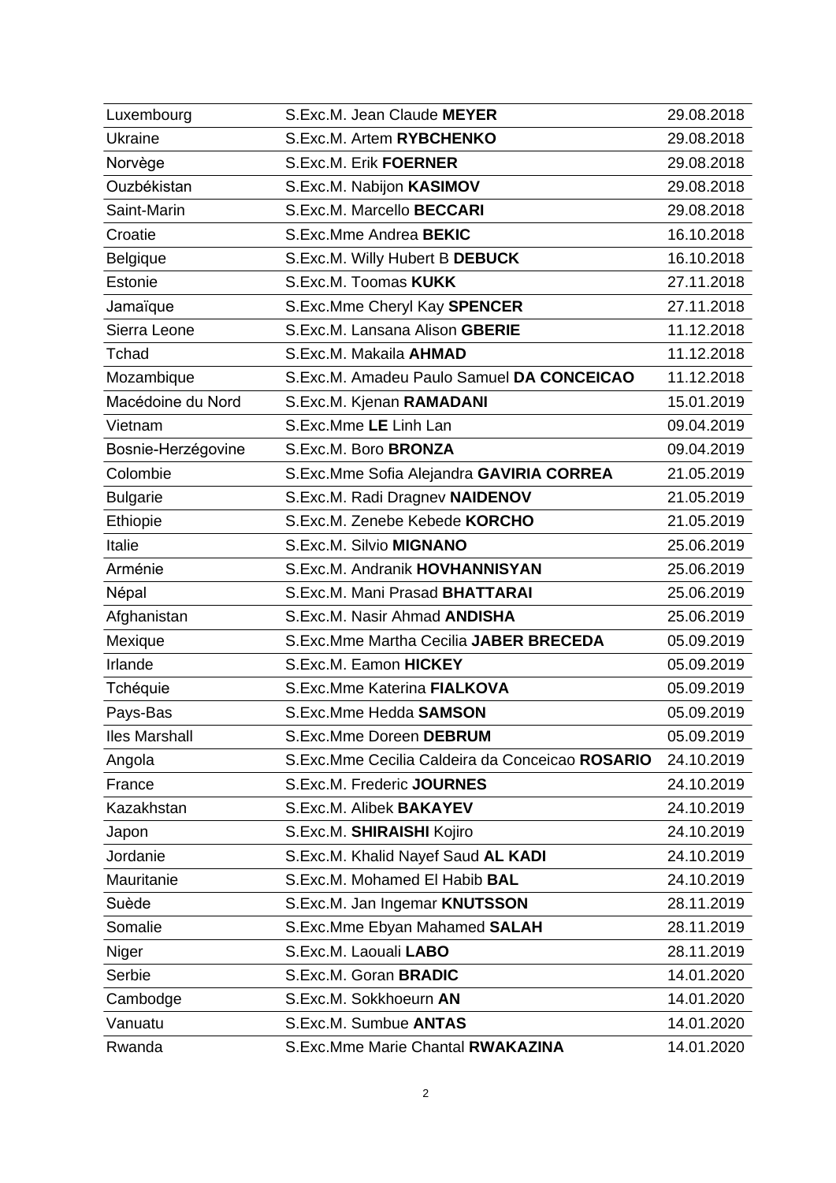| Luxembourg | S.Exc.M. Jean Claude **MEYER** | 29.08.2018 |
|---|---|---|
| Ukraine | S.Exc.M. Artem **RYBCHENKO** | 29.08.2018 |
| Norvège | S.Exc.M. Erik **FOERNER** | 29.08.2018 |
| Ouzbékistan | S.Exc.M. Nabijon **KASIMOV** | 29.08.2018 |
| Saint-Marin | S.Exc.M. Marcello **BECCARI** | 29.08.2018 |
| Croatie | S.Exc.Mme Andrea **BEKIC** | 16.10.2018 |
| Belgique | S.Exc.M. Willy Hubert B **DEBUCK** | 16.10.2018 |
| Estonie | S.Exc.M. Toomas **KUKK** | 27.11.2018 |
| Jamaïque | S.Exc.Mme Cheryl Kay **SPENCER** | 27.11.2018 |
| Sierra Leone | S.Exc.M. Lansana Alison **GBERIE** | 11.12.2018 |
| Tchad | S.Exc.M. Makaila **AHMAD** | 11.12.2018 |
| Mozambique | S.Exc.M. Amadeu Paulo Samuel **DA CONCEICAO** | 11.12.2018 |
| Macédoine du Nord | S.Exc.M. Kjenan **RAMADANI** | 15.01.2019 |
| Vietnam | S.Exc.Mme **LE** Linh Lan | 09.04.2019 |
| Bosnie-Herzégovine | S.Exc.M. Boro **BRONZA** | 09.04.2019 |
| Colombie | S.Exc.Mme Sofia Alejandra **GAVIRIA CORREA** | 21.05.2019 |
| Bulgarie | S.Exc.M. Radi Dragnev **NAIDENOV** | 21.05.2019 |
| Ethiopie | S.Exc.M. Zenebe Kebede **KORCHO** | 21.05.2019 |
| Italie | S.Exc.M. Silvio **MIGNANO** | 25.06.2019 |
| Arménie | S.Exc.M. Andranik **HOVHANNISYAN** | 25.06.2019 |
| Népal | S.Exc.M. Mani Prasad **BHATTARAI** | 25.06.2019 |
| Afghanistan | S.Exc.M. Nasir Ahmad **ANDISHA** | 25.06.2019 |
| Mexique | S.Exc.Mme Martha Cecilia **JABER BRECEDA** | 05.09.2019 |
| Irlande | S.Exc.M. Eamon **HICKEY** | 05.09.2019 |
| Tchéquie | S.Exc.Mme Katerina **FIALKOVA** | 05.09.2019 |
| Pays-Bas | S.Exc.Mme Hedda **SAMSON** | 05.09.2019 |
| Iles Marshall | S.Exc.Mme Doreen **DEBRUM** | 05.09.2019 |
| Angola | S.Exc.Mme Cecilia Caldeira da Conceicao **ROSARIO** | 24.10.2019 |
| France | S.Exc.M. Frederic **JOURNES** | 24.10.2019 |
| Kazakhstan | S.Exc.M. Alibek **BAKAYEV** | 24.10.2019 |
| Japon | S.Exc.M. **SHIRAISHI** Kojiro | 24.10.2019 |
| Jordanie | S.Exc.M. Khalid Nayef Saud **AL KADI** | 24.10.2019 |
| Mauritanie | S.Exc.M. Mohamed El Habib **BAL** | 24.10.2019 |
| Suède | S.Exc.M. Jan Ingemar **KNUTSSON** | 28.11.2019 |
| Somalie | S.Exc.Mme Ebyan Mahamed **SALAH** | 28.11.2019 |
| Niger | S.Exc.M. Laouali **LABO** | 28.11.2019 |
| Serbie | S.Exc.M. Goran **BRADIC** | 14.01.2020 |
| Cambodge | S.Exc.M. Sokkhoeurn **AN** | 14.01.2020 |
| Vanuatu | S.Exc.M. Sumbue **ANTAS** | 14.01.2020 |
| Rwanda | S.Exc.Mme Marie Chantal **RWAKAZINA** | 14.01.2020 |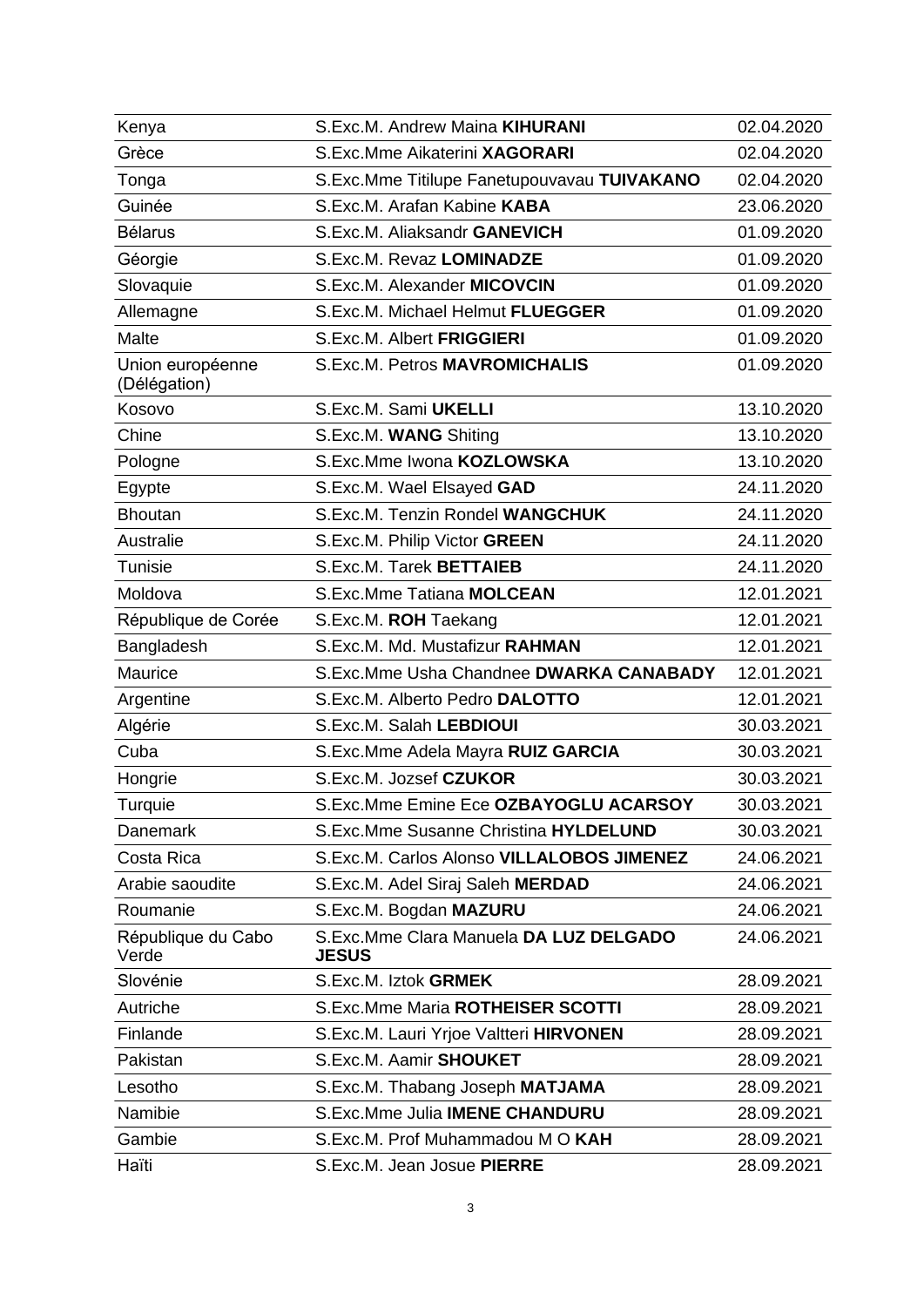| Kenya | S.Exc.M. Andrew Maina **KIHURANI** | 02.04.2020 |
|---|---|---|
| Grèce | S.Exc.Mme Aikaterini **XAGORARI** | 02.04.2020 |
| Tonga | S.Exc.Mme Titilupe Fanetupouvavau **TUIVAKANO** | 02.04.2020 |
| Guinée | S.Exc.M. Arafan Kabine **KABA** | 23.06.2020 |
| Bélarus | S.Exc.M. Aliaksandr **GANEVICH** | 01.09.2020 |
| Géorgie | S.Exc.M. Revaz **LOMINADZE** | 01.09.2020 |
| Slovaquie | S.Exc.M. Alexander **MICOVCIN** | 01.09.2020 |
| Allemagne | S.Exc.M. Michael Helmut **FLUEGGER** | 01.09.2020 |
| Malte | S.Exc.M. Albert **FRIGGIERI** | 01.09.2020 |
| Union européenne (Délégation) | S.Exc.M. Petros **MAVROMICHALIS** | 01.09.2020 |
| Kosovo | S.Exc.M. Sami **UKELLI** | 13.10.2020 |
| Chine | S.Exc.M. **WANG** Shiting | 13.10.2020 |
| Pologne | S.Exc.Mme Iwona **KOZLOWSKA** | 13.10.2020 |
| Egypte | S.Exc.M. Wael Elsayed **GAD** | 24.11.2020 |
| Bhoutan | S.Exc.M. Tenzin Rondel **WANGCHUK** | 24.11.2020 |
| Australie | S.Exc.M. Philip Victor **GREEN** | 24.11.2020 |
| Tunisie | S.Exc.M. Tarek **BETTAIEB** | 24.11.2020 |
| Moldova | S.Exc.Mme Tatiana **MOLCEAN** | 12.01.2021 |
| République de Corée | S.Exc.M. **ROH** Taekang | 12.01.2021 |
| Bangladesh | S.Exc.M. Md. Mustafizur **RAHMAN** | 12.01.2021 |
| Maurice | S.Exc.Mme Usha Chandnee **DWARKA CANABADY** | 12.01.2021 |
| Argentine | S.Exc.M. Alberto Pedro **DALOTTO** | 12.01.2021 |
| Algérie | S.Exc.M. Salah **LEBDIOUI** | 30.03.2021 |
| Cuba | S.Exc.Mme Adela Mayra **RUIZ GARCIA** | 30.03.2021 |
| Hongrie | S.Exc.M. Jozsef **CZUKOR** | 30.03.2021 |
| Turquie | S.Exc.Mme Emine Ece **OZBAYOGLU ACARSOY** | 30.03.2021 |
| Danemark | S.Exc.Mme Susanne Christina **HYLDELUND** | 30.03.2021 |
| Costa Rica | S.Exc.M. Carlos Alonso **VILLALOBOS JIMENEZ** | 24.06.2021 |
| Arabie saoudite | S.Exc.M. Adel Siraj Saleh **MERDAD** | 24.06.2021 |
| Roumanie | S.Exc.M. Bogdan **MAZURU** | 24.06.2021 |
| République du Cabo Verde | S.Exc.Mme Clara Manuela **DA LUZ DELGADO JESUS** | 24.06.2021 |
| Slovénie | S.Exc.M. Iztok **GRMEK** | 28.09.2021 |
| Autriche | S.Exc.Mme Maria **ROTHEISER SCOTTI** | 28.09.2021 |
| Finlande | S.Exc.M. Lauri Yrjoe Valtteri **HIRVONEN** | 28.09.2021 |
| Pakistan | S.Exc.M. Aamir **SHOUKET** | 28.09.2021 |
| Lesotho | S.Exc.M. Thabang Joseph **MATJAMA** | 28.09.2021 |
| Namibie | S.Exc.Mme Julia **IMENE CHANDURU** | 28.09.2021 |
| Gambie | S.Exc.M. Prof Muhammadou M O **KAH** | 28.09.2021 |
| Haïti | S.Exc.M. Jean Josue **PIERRE** | 28.09.2021 |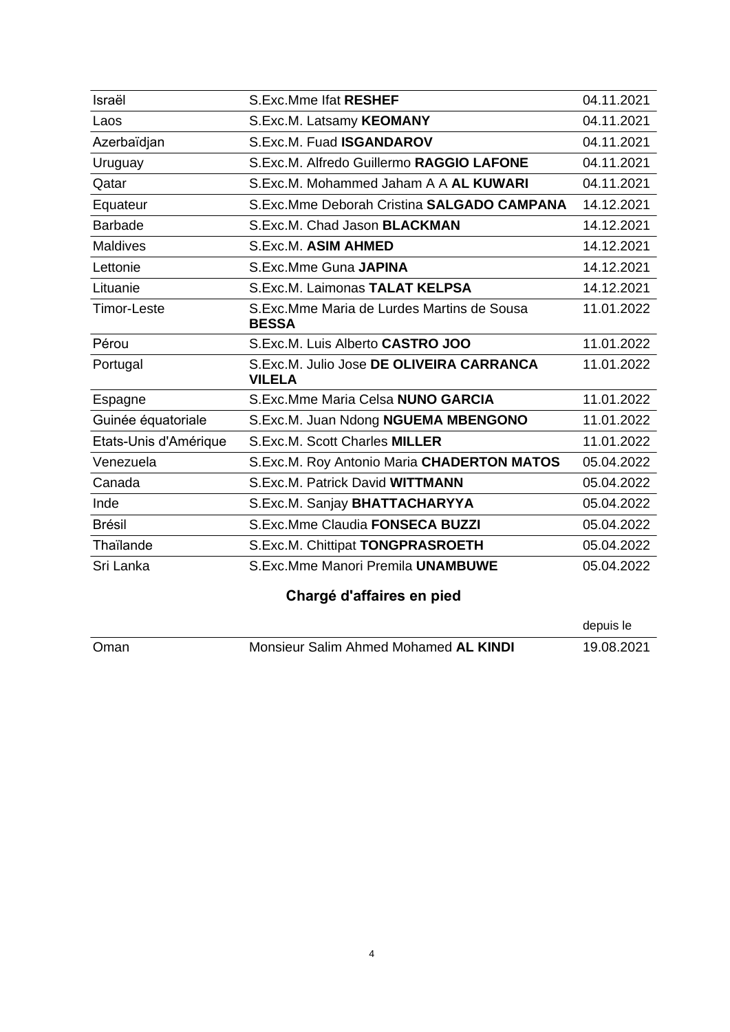| | | |
|---|---|---|
| Israël | S.Exc.Mme Ifat **RESHEF** | 04.11.2021 |
| Laos | S.Exc.M. Latsamy **KEOMANY** | 04.11.2021 |
| Azerbaïdjan | S.Exc.M. Fuad **ISGANDAROV** | 04.11.2021 |
| Uruguay | S.Exc.M. Alfredo Guillermo **RAGGIO LAFONE** | 04.11.2021 |
| Qatar | S.Exc.M. Mohammed Jaham A A **AL KUWARI** | 04.11.2021 |
| Equateur | S.Exc.Mme Deborah Cristina **SALGADO CAMPANA** | 14.12.2021 |
| Barbade | S.Exc.M. Chad Jason **BLACKMAN** | 14.12.2021 |
| Maldives | S.Exc.M. **ASIM AHMED** | 14.12.2021 |
| Lettonie | S.Exc.Mme Guna **JAPINA** | 14.12.2021 |
| Lituanie | S.Exc.M. Laimonas **TALAT KELPSA** | 14.12.2021 |
| Timor-Leste | S.Exc.Mme Maria de Lurdes Martins de Sousa **BESSA** | 11.01.2022 |
| Pérou | S.Exc.M. Luis Alberto **CASTRO JOO** | 11.01.2022 |
| Portugal | S.Exc.M. Julio Jose **DE OLIVEIRA CARRANCA VILELA** | 11.01.2022 |
| Espagne | S.Exc.Mme Maria Celsa **NUNO GARCIA** | 11.01.2022 |
| Guinée équatoriale | S.Exc.M. Juan Ndong **NGUEMA MBENGONO** | 11.01.2022 |
| Etats-Unis d'Amérique | S.Exc.M. Scott Charles **MILLER** | 11.01.2022 |
| Venezuela | S.Exc.M. Roy Antonio Maria **CHADERTON MATOS** | 05.04.2022 |
| Canada | S.Exc.M. Patrick David **WITTMANN** | 05.04.2022 |
| Inde | S.Exc.M. Sanjay **BHATTACHARYYA** | 05.04.2022 |
| Brésil | S.Exc.Mme Claudia **FONSECA BUZZI** | 05.04.2022 |
| Thaïlande | S.Exc.M. Chittipat **TONGPRASROETH** | 05.04.2022 |
| Sri Lanka | S.Exc.Mme Manori Premila **UNAMBUWE** | 05.04.2022 |

## Chargé d'affaires en pied

| | | depuis le |
|---|---|---|
| Oman | Monsieur Salim Ahmed Mohamed **AL KINDI** | 19.08.2021 |